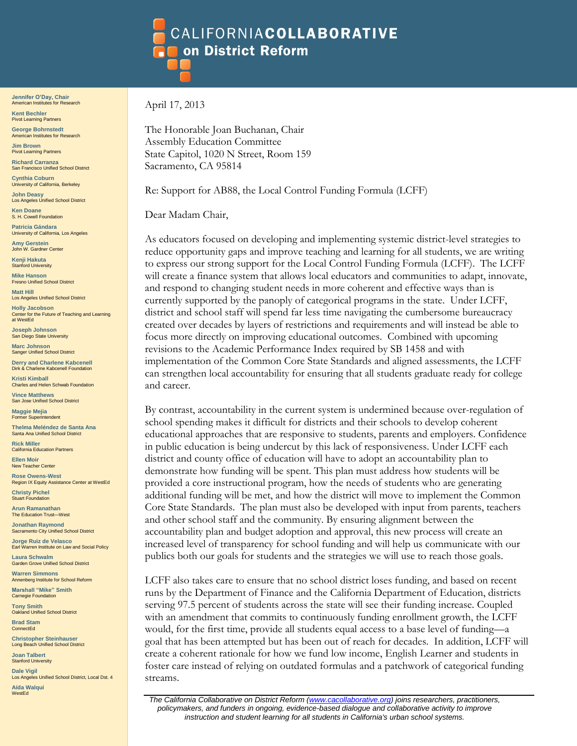# CALIFORNIA**COLLABORATIVE** on District Reform

**Jennifer O'Day, Chair**
American Institutes for Research

**Kent Bechler**
Pivot Learning Partners

**George Bohrnstedt**
American Institutes for Research

**Jim Brown**
Pivot Learning Partners

**Richard Carranza**
San Francisco Unified School District

**Cynthia Coburn**
University of California, Berkeley

**John Deasy**
Los Angeles Unified School District

**Ken Doane**
S. H. Cowell Foundation

**Patricia Gándara**
University of California, Los Angeles

**Amy Gerstein**
John W. Gardner Center

**Kenji Hakuta**
Stanford University

**Mike Hanson**
Fresno Unified School District

**Matt Hill**
Los Angeles Unified School District

**Holly Jacobson**
Center for the Future of Teaching and Learning at WestEd

**Joseph Johnson**
San Diego State University

**Marc Johnson**
Sanger Unified School District

**Derry and Charlene Kabcenell**
Dirk & Charlene Kabcenell Foundation

**Kristi Kimball**
Charles and Helen Schwab Foundation

**Vince Matthews**
San Jose Unified School District

**Maggie Mejia**
Former Superintendent

**Thelma Meléndez de Santa Ana**
Santa Ana Unified School District

**Rick Miller**
California Education Partners

**Ellen Moir**
New Teacher Center

**Rose Owens-West**
Region IX Equity Assistance Center at WestEd

**Christy Pichel**
Stuart Foundation

**Arun Ramanathan**
The Education Trust—West

**Jonathan Raymond**
Sacramento City Unified School District

**Jorge Ruiz de Velasco**
Earl Warren Institute on Law and Social Policy

**Laura Schwalm**
Garden Grove Unified School District

**Warren Simmons**
Annenberg Institute for School Reform

**Marshall "Mike" Smith**
Carnegie Foundation

**Tony Smith**
Oakland Unified School District

**Brad Stam**
ConnectEd

**Christopher Steinhauser**
Long Beach Unified School District

**Joan Talbert**
Stanford University

**Dale Vigil**
Los Angeles Unified School District, Local Dst. 4

**Aída Walqui**
WestEd

April 17, 2013

The Honorable Joan Buchanan, Chair
Assembly Education Committee
State Capitol, 1020 N Street, Room 159
Sacramento, CA 95814

Re: Support for AB88, the Local Control Funding Formula (LCFF)

Dear Madam Chair,

As educators focused on developing and implementing systemic district-level strategies to reduce opportunity gaps and improve teaching and learning for all students, we are writing to express our strong support for the Local Control Funding Formula (LCFF). The LCFF will create a finance system that allows local educators and communities to adapt, innovate, and respond to changing student needs in more coherent and effective ways than is currently supported by the panoply of categorical programs in the state. Under LCFF, district and school staff will spend far less time navigating the cumbersome bureaucracy created over decades by layers of restrictions and requirements and will instead be able to focus more directly on improving educational outcomes. Combined with upcoming revisions to the Academic Performance Index required by SB 1458 and with implementation of the Common Core State Standards and aligned assessments, the LCFF can strengthen local accountability for ensuring that all students graduate ready for college and career.

By contrast, accountability in the current system is undermined because over-regulation of school spending makes it difficult for districts and their schools to develop coherent educational approaches that are responsive to students, parents and employers. Confidence in public education is being undercut by this lack of responsiveness. Under LCFF each district and county office of education will have to adopt an accountability plan to demonstrate how funding will be spent. This plan must address how students will be provided a core instructional program, how the needs of students who are generating additional funding will be met, and how the district will move to implement the Common Core State Standards. The plan must also be developed with input from parents, teachers and other school staff and the community. By ensuring alignment between the accountability plan and budget adoption and approval, this new process will create an increased level of transparency for school funding and will help us communicate with our publics both our goals for students and the strategies we will use to reach those goals.

LCFF also takes care to ensure that no school district loses funding, and based on recent runs by the Department of Finance and the California Department of Education, districts serving 97.5 percent of students across the state will see their funding increase. Coupled with an amendment that commits to continuously funding enrollment growth, the LCFF would, for the first time, provide all students equal access to a base level of funding—a goal that has been attempted but has been out of reach for decades. In addition, LCFF will create a coherent rationale for how we fund low income, English Learner and students in foster care instead of relying on outdated formulas and a patchwork of categorical funding streams.

*The California Collaborative on District Reform (www.cacollaborative.org) joins researchers, practitioners, policymakers, and funders in ongoing, evidence-based dialogue and collaborative activity to improve instruction and student learning for all students in California's urban school systems.*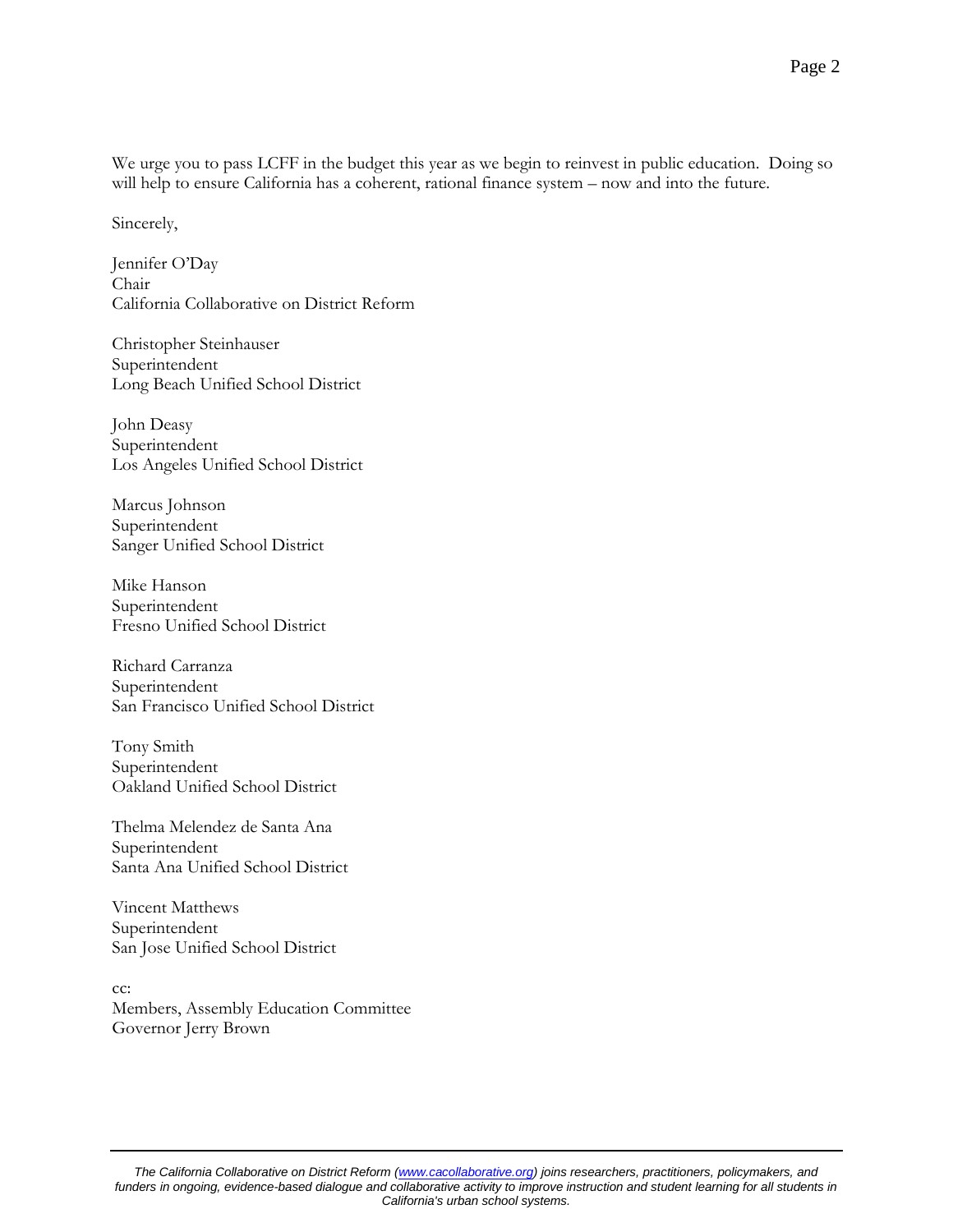We urge you to pass LCFF in the budget this year as we begin to reinvest in public education. Doing so will help to ensure California has a coherent, rational finance system – now and into the future.

Sincerely,

Jennifer O'Day  
Chair  
California Collaborative on District Reform

Christopher Steinhauser  
Superintendent  
Long Beach Unified School District

John Deasy  
Superintendent  
Los Angeles Unified School District

Marcus Johnson  
Superintendent  
Sanger Unified School District

Mike Hanson  
Superintendent  
Fresno Unified School District

Richard Carranza  
Superintendent  
San Francisco Unified School District

Tony Smith  
Superintendent  
Oakland Unified School District

Thelma Melendez de Santa Ana  
Superintendent  
Santa Ana Unified School District

Vincent Matthews  
Superintendent  
San Jose Unified School District

cc:  
Members, Assembly Education Committee  
Governor Jerry Brown

---

*The California Collaborative on District Reform (www.cacollaborative.org) joins researchers, practitioners, policymakers, and funders in ongoing, evidence-based dialogue and collaborative activity to improve instruction and student learning for all students in California's urban school systems.*